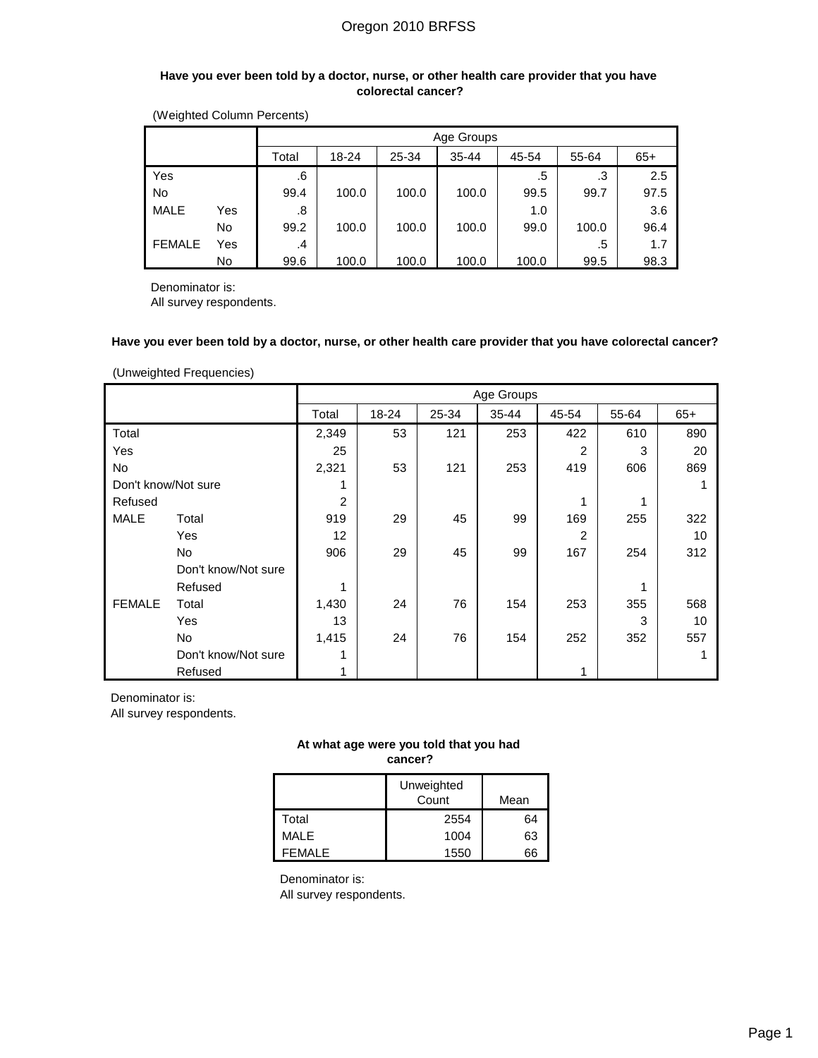# Oregon 2010 BRFSS

### Have you ever been told by a doctor, nurse, or other health care provider that you have colorectal cancer?

(Weighted Column Percents)

| | | Age Groups | | | | | | |
|---|---|---|---|---|---|---|---|---|
| | | Total | 18-24 | 25-34 | 35-44 | 45-54 | 55-64 | 65+ |
| Yes | | .6 | | | | .5 | .3 | 2.5 |
| No | | 99.4 | 100.0 | 100.0 | 100.0 | 99.5 | 99.7 | 97.5 |
| MALE | Yes | .8 | | | | 1.0 | | 3.6 |
| | No | 99.2 | 100.0 | 100.0 | 100.0 | 99.0 | 100.0 | 96.4 |
| FEMALE | Yes | .4 | | | | | .5 | 1.7 |
| | No | 99.6 | 100.0 | 100.0 | 100.0 | 100.0 | 99.5 | 98.3 |

Denominator is:
All survey respondents.

### Have you ever been told by a doctor, nurse, or other health care provider that you have colorectal cancer?

(Unweighted Frequencies)

| | | Age Groups | | | | | | |
|---|---|---|---|---|---|---|---|---|
| | | Total | 18-24 | 25-34 | 35-44 | 45-54 | 55-64 | 65+ |
| Total | | 2,349 | 53 | 121 | 253 | 422 | 610 | 890 |
| Yes | | 25 | | | | 2 | 3 | 20 |
| No | | 2,321 | 53 | 121 | 253 | 419 | 606 | 869 |
| Don't know/Not sure | | 1 | | | | | | 1 |
| Refused | | 2 | | | | 1 | 1 | |
| MALE | Total | 919 | 29 | 45 | 99 | 169 | 255 | 322 |
| | Yes | 12 | | | | 2 | | 10 |
| | No | 906 | 29 | 45 | 99 | 167 | 254 | 312 |
| | Don't know/Not sure | | | | | | | |
| | Refused | 1 | | | | | 1 | |
| FEMALE | Total | 1,430 | 24 | 76 | 154 | 253 | 355 | 568 |
| | Yes | 13 | | | | | 3 | 10 |
| | No | 1,415 | 24 | 76 | 154 | 252 | 352 | 557 |
| | Don't know/Not sure | 1 | | | | | | 1 |
| | Refused | 1 | | | | 1 | | |

Denominator is:
All survey respondents.

### At what age were you told that you had cancer?

| | Unweighted Count | Mean |
|---|---|---|
| Total | 2554 | 64 |
| MALE | 1004 | 63 |
| FEMALE | 1550 | 66 |

Denominator is:
All survey respondents.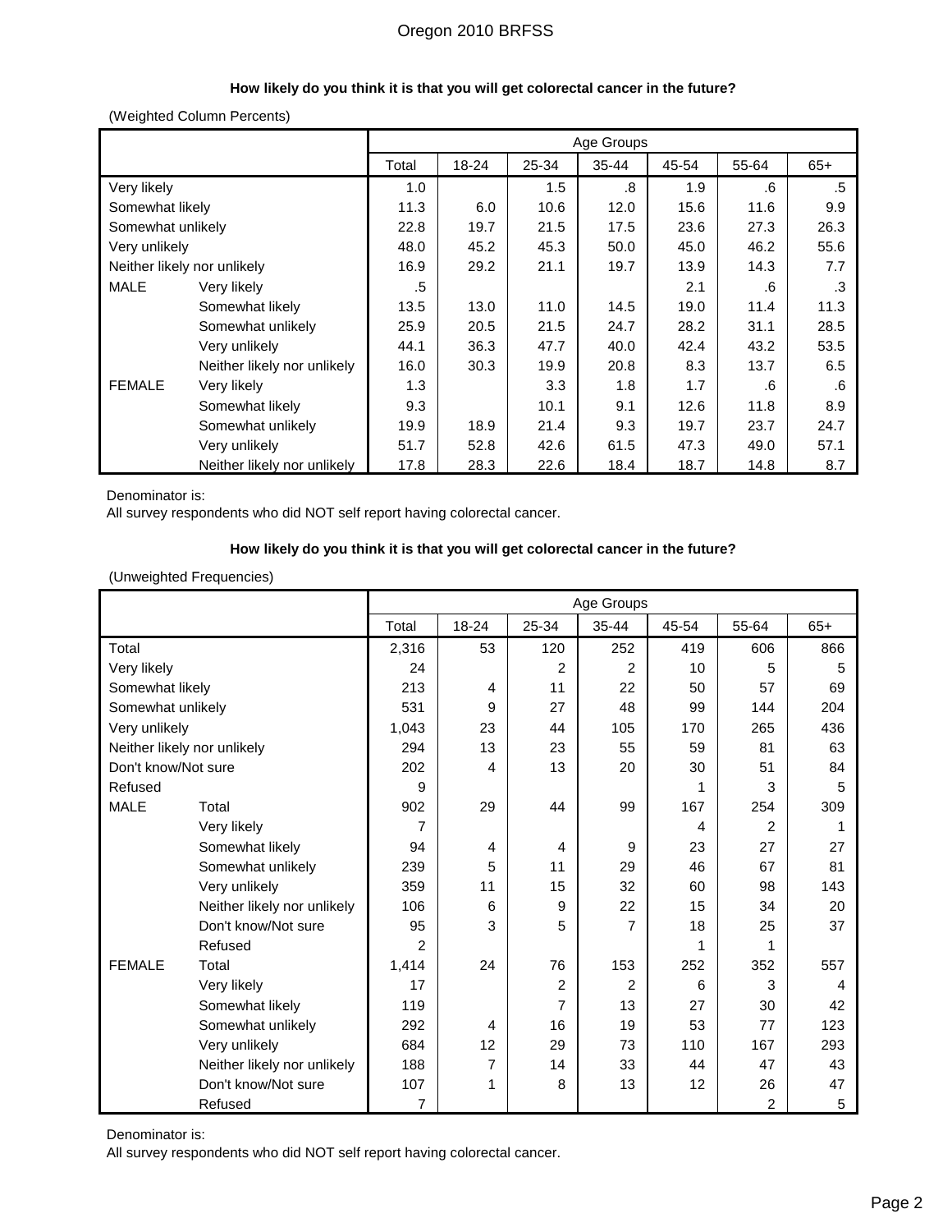### How likely do you think it is that you will get colorectal cancer in the future?

(Weighted Column Percents)

| | | Age Groups | | | | | | |
|---|---|---|---|---|---|---|---|---|
| | | Total | 18-24 | 25-34 | 35-44 | 45-54 | 55-64 | 65+ |
| Very likely | | 1.0 | | 1.5 | .8 | 1.9 | .6 | .5 |
| Somewhat likely | | 11.3 | 6.0 | 10.6 | 12.0 | 15.6 | 11.6 | 9.9 |
| Somewhat unlikely | | 22.8 | 19.7 | 21.5 | 17.5 | 23.6 | 27.3 | 26.3 |
| Very unlikely | | 48.0 | 45.2 | 45.3 | 50.0 | 45.0 | 46.2 | 55.6 |
| Neither likely nor unlikely | | 16.9 | 29.2 | 21.1 | 19.7 | 13.9 | 14.3 | 7.7 |
| MALE | Very likely | .5 | | | | 2.1 | .6 | .3 |
| | Somewhat likely | 13.5 | 13.0 | 11.0 | 14.5 | 19.0 | 11.4 | 11.3 |
| | Somewhat unlikely | 25.9 | 20.5 | 21.5 | 24.7 | 28.2 | 31.1 | 28.5 |
| | Very unlikely | 44.1 | 36.3 | 47.7 | 40.0 | 42.4 | 43.2 | 53.5 |
| | Neither likely nor unlikely | 16.0 | 30.3 | 19.9 | 20.8 | 8.3 | 13.7 | 6.5 |
| FEMALE | Very likely | 1.3 | | 3.3 | 1.8 | 1.7 | .6 | .6 |
| | Somewhat likely | 9.3 | | 10.1 | 9.1 | 12.6 | 11.8 | 8.9 |
| | Somewhat unlikely | 19.9 | 18.9 | 21.4 | 9.3 | 19.7 | 23.7 | 24.7 |
| | Very unlikely | 51.7 | 52.8 | 42.6 | 61.5 | 47.3 | 49.0 | 57.1 |
| | Neither likely nor unlikely | 17.8 | 28.3 | 22.6 | 18.4 | 18.7 | 14.8 | 8.7 |

Denominator is:
All survey respondents who did NOT self report having colorectal cancer.

### How likely do you think it is that you will get colorectal cancer in the future?

(Unweighted Frequencies)

| | | Age Groups | | | | | | |
|---|---|---|---|---|---|---|---|---|
| | | Total | 18-24 | 25-34 | 35-44 | 45-54 | 55-64 | 65+ |
| Total | | 2,316 | 53 | 120 | 252 | 419 | 606 | 866 |
| Very likely | | 24 | | 2 | 2 | 10 | 5 | 5 |
| Somewhat likely | | 213 | 4 | 11 | 22 | 50 | 57 | 69 |
| Somewhat unlikely | | 531 | 9 | 27 | 48 | 99 | 144 | 204 |
| Very unlikely | | 1,043 | 23 | 44 | 105 | 170 | 265 | 436 |
| Neither likely nor unlikely | | 294 | 13 | 23 | 55 | 59 | 81 | 63 |
| Don't know/Not sure | | 202 | 4 | 13 | 20 | 30 | 51 | 84 |
| Refused | | 9 | | | | 1 | 3 | 5 |
| MALE | Total | 902 | 29 | 44 | 99 | 167 | 254 | 309 |
| | Very likely | 7 | | | | 4 | 2 | 1 |
| | Somewhat likely | 94 | 4 | 4 | 9 | 23 | 27 | 27 |
| | Somewhat unlikely | 239 | 5 | 11 | 29 | 46 | 67 | 81 |
| | Very unlikely | 359 | 11 | 15 | 32 | 60 | 98 | 143 |
| | Neither likely nor unlikely | 106 | 6 | 9 | 22 | 15 | 34 | 20 |
| | Don't know/Not sure | 95 | 3 | 5 | 7 | 18 | 25 | 37 |
| | Refused | 2 | | | | 1 | 1 | |
| FEMALE | Total | 1,414 | 24 | 76 | 153 | 252 | 352 | 557 |
| | Very likely | 17 | | 2 | 2 | 6 | 3 | 4 |
| | Somewhat likely | 119 | | 7 | 13 | 27 | 30 | 42 |
| | Somewhat unlikely | 292 | 4 | 16 | 19 | 53 | 77 | 123 |
| | Very unlikely | 684 | 12 | 29 | 73 | 110 | 167 | 293 |
| | Neither likely nor unlikely | 188 | 7 | 14 | 33 | 44 | 47 | 43 |
| | Don't know/Not sure | 107 | 1 | 8 | 13 | 12 | 26 | 47 |
| | Refused | 7 | | | | | 2 | 5 |

Denominator is:
All survey respondents who did NOT self report having colorectal cancer.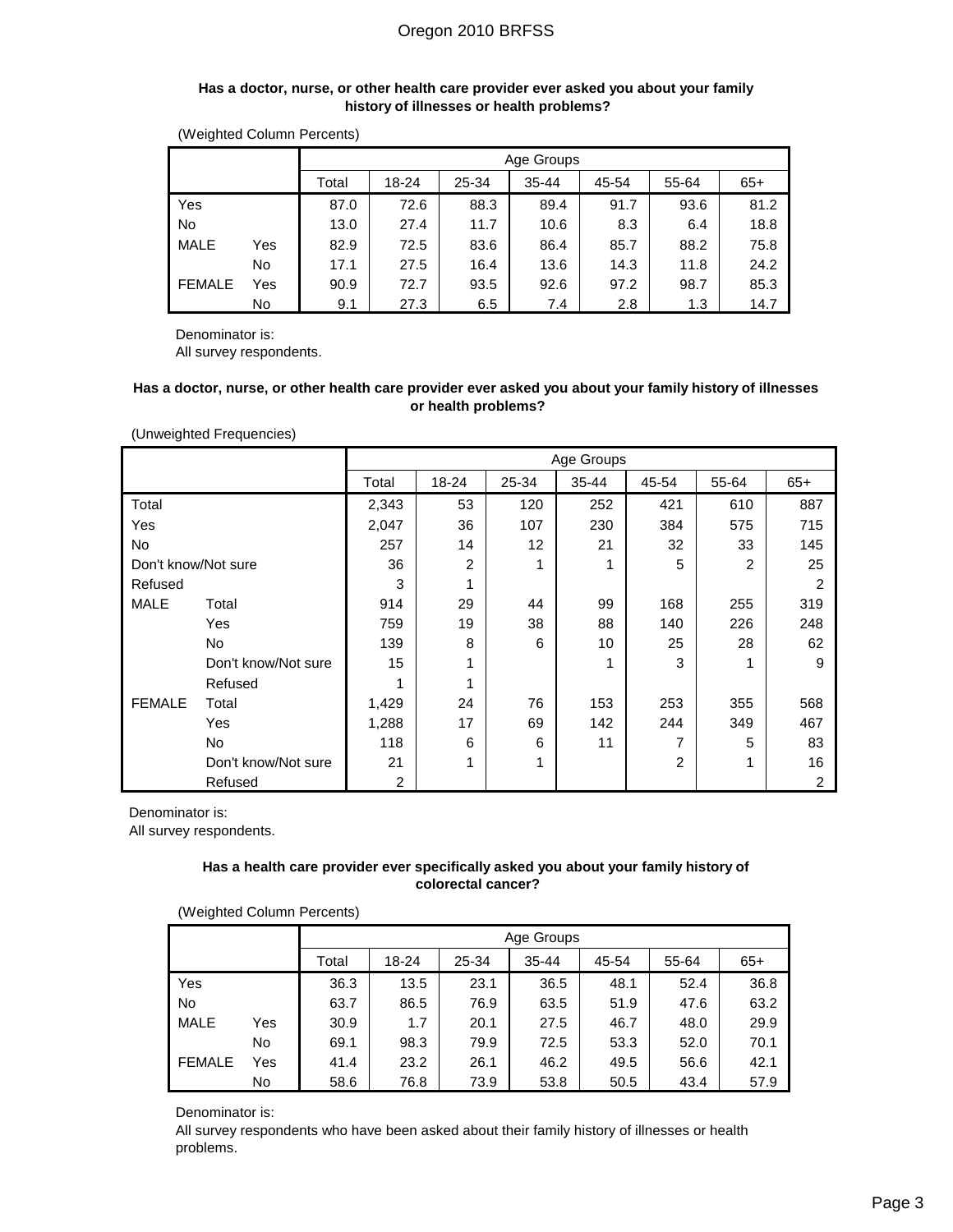#### Has a doctor, nurse, or other health care provider ever asked you about your family history of illnesses or health problems?

(Weighted Column Percents)

| | | Age Groups | | | | | | |
|---|---|---|---|---|---|---|---|---|
| | | Total | 18-24 | 25-34 | 35-44 | 45-54 | 55-64 | 65+ |
| Yes | | 87.0 | 72.6 | 88.3 | 89.4 | 91.7 | 93.6 | 81.2 |
| No | | 13.0 | 27.4 | 11.7 | 10.6 | 8.3 | 6.4 | 18.8 |
| MALE | Yes | 82.9 | 72.5 | 83.6 | 86.4 | 85.7 | 88.2 | 75.8 |
| | No | 17.1 | 27.5 | 16.4 | 13.6 | 14.3 | 11.8 | 24.2 |
| FEMALE | Yes | 90.9 | 72.7 | 93.5 | 92.6 | 97.2 | 98.7 | 85.3 |
| | No | 9.1 | 27.3 | 6.5 | 7.4 | 2.8 | 1.3 | 14.7 |

Denominator is:
All survey respondents.

#### Has a doctor, nurse, or other health care provider ever asked you about your family history of illnesses or health problems?

(Unweighted Frequencies)

| | | Age Groups | | | | | | |
|---|---|---|---|---|---|---|---|---|
| | | Total | 18-24 | 25-34 | 35-44 | 45-54 | 55-64 | 65+ |
| Total | | 2,343 | 53 | 120 | 252 | 421 | 610 | 887 |
| Yes | | 2,047 | 36 | 107 | 230 | 384 | 575 | 715 |
| No | | 257 | 14 | 12 | 21 | 32 | 33 | 145 |
| Don't know/Not sure | | 36 | 2 | 1 | 1 | 5 | 2 | 25 |
| Refused | | 3 | 1 | | | | | 2 |
| MALE | Total | 914 | 29 | 44 | 99 | 168 | 255 | 319 |
| | Yes | 759 | 19 | 38 | 88 | 140 | 226 | 248 |
| | No | 139 | 8 | 6 | 10 | 25 | 28 | 62 |
| | Don't know/Not sure | 15 | 1 | | 1 | 3 | 1 | 9 |
| | Refused | 1 | 1 | | | | | |
| FEMALE | Total | 1,429 | 24 | 76 | 153 | 253 | 355 | 568 |
| | Yes | 1,288 | 17 | 69 | 142 | 244 | 349 | 467 |
| | No | 118 | 6 | 6 | 11 | 7 | 5 | 83 |
| | Don't know/Not sure | 21 | 1 | 1 | | 2 | 1 | 16 |
| | Refused | 2 | | | | | | 2 |

Denominator is:
All survey respondents.

#### Has a health care provider ever specifically asked you about your family history of colorectal cancer?

(Weighted Column Percents)

| | | Age Groups | | | | | | |
|---|---|---|---|---|---|---|---|---|
| | | Total | 18-24 | 25-34 | 35-44 | 45-54 | 55-64 | 65+ |
| Yes | | 36.3 | 13.5 | 23.1 | 36.5 | 48.1 | 52.4 | 36.8 |
| No | | 63.7 | 86.5 | 76.9 | 63.5 | 51.9 | 47.6 | 63.2 |
| MALE | Yes | 30.9 | 1.7 | 20.1 | 27.5 | 46.7 | 48.0 | 29.9 |
| | No | 69.1 | 98.3 | 79.9 | 72.5 | 53.3 | 52.0 | 70.1 |
| FEMALE | Yes | 41.4 | 23.2 | 26.1 | 46.2 | 49.5 | 56.6 | 42.1 |
| | No | 58.6 | 76.8 | 73.9 | 53.8 | 50.5 | 43.4 | 57.9 |

Denominator is:
All survey respondents who have been asked about their family history of illnesses or health problems.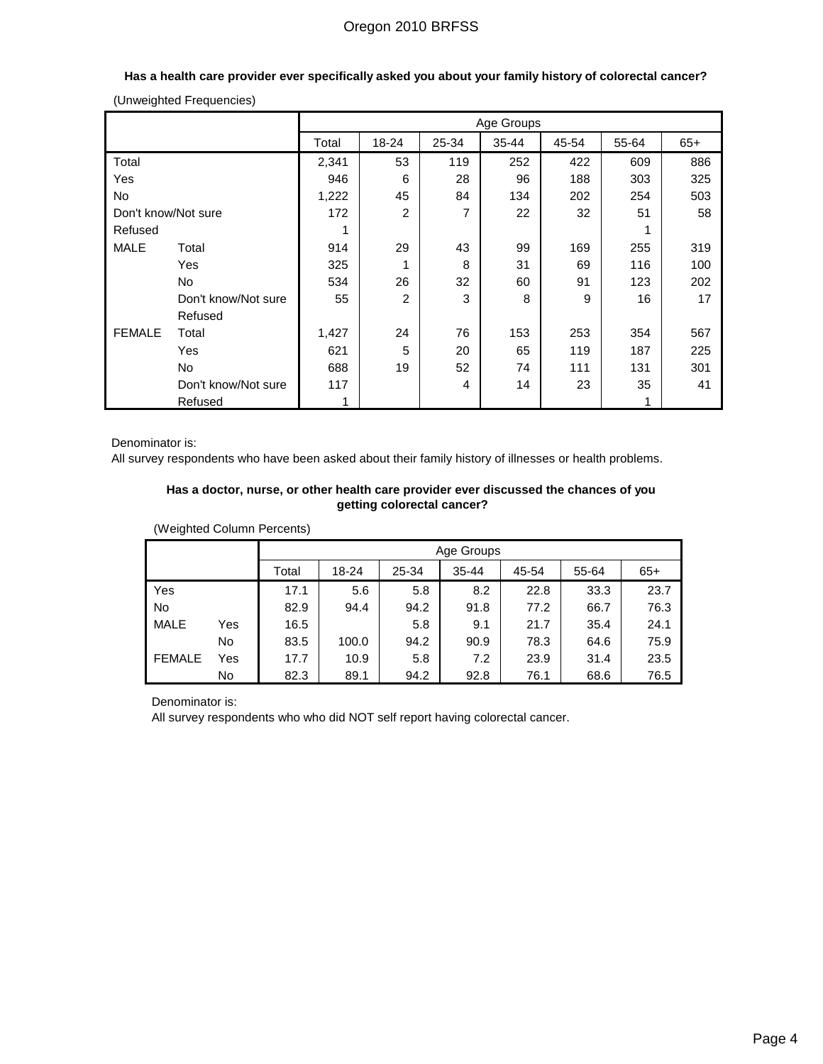**Has a health care provider ever specifically asked you about your family history of colorectal cancer?**

(Unweighted Frequencies)

| | | Age Groups | | | | | | |
|---|---|---|---|---|---|---|---|---|
| | | Total | 18-24 | 25-34 | 35-44 | 45-54 | 55-64 | 65+ |
| Total | | 2,341 | 53 | 119 | 252 | 422 | 609 | 886 |
| Yes | | 946 | 6 | 28 | 96 | 188 | 303 | 325 |
| No | | 1,222 | 45 | 84 | 134 | 202 | 254 | 503 |
| Don't know/Not sure | | 172 | 2 | 7 | 22 | 32 | 51 | 58 |
| Refused | | 1 | | | | | 1 | |
| MALE | Total | 914 | 29 | 43 | 99 | 169 | 255 | 319 |
| | Yes | 325 | 1 | 8 | 31 | 69 | 116 | 100 |
| | No | 534 | 26 | 32 | 60 | 91 | 123 | 202 |
| | Don't know/Not sure | 55 | 2 | 3 | 8 | 9 | 16 | 17 |
| | Refused | | | | | | | |
| FEMALE | Total | 1,427 | 24 | 76 | 153 | 253 | 354 | 567 |
| | Yes | 621 | 5 | 20 | 65 | 119 | 187 | 225 |
| | No | 688 | 19 | 52 | 74 | 111 | 131 | 301 |
| | Don't know/Not sure | 117 | | 4 | 14 | 23 | 35 | 41 |
| | Refused | 1 | | | | | 1 | |

Denominator is:
All survey respondents who have been asked about their family history of illnesses or health problems.

**Has a doctor, nurse, or other health care provider ever discussed the chances of you getting colorectal cancer?**

(Weighted Column Percents)

| | | Age Groups | | | | | | |
|---|---|---|---|---|---|---|---|---|
| | | Total | 18-24 | 25-34 | 35-44 | 45-54 | 55-64 | 65+ |
| Yes | | 17.1 | 5.6 | 5.8 | 8.2 | 22.8 | 33.3 | 23.7 |
| No | | 82.9 | 94.4 | 94.2 | 91.8 | 77.2 | 66.7 | 76.3 |
| MALE | Yes | 16.5 | | 5.8 | 9.1 | 21.7 | 35.4 | 24.1 |
| | No | 83.5 | 100.0 | 94.2 | 90.9 | 78.3 | 64.6 | 75.9 |
| FEMALE | Yes | 17.7 | 10.9 | 5.8 | 7.2 | 23.9 | 31.4 | 23.5 |
| | No | 82.3 | 89.1 | 94.2 | 92.8 | 76.1 | 68.6 | 76.5 |

Denominator is:
All survey respondents who who did NOT self report having colorectal cancer.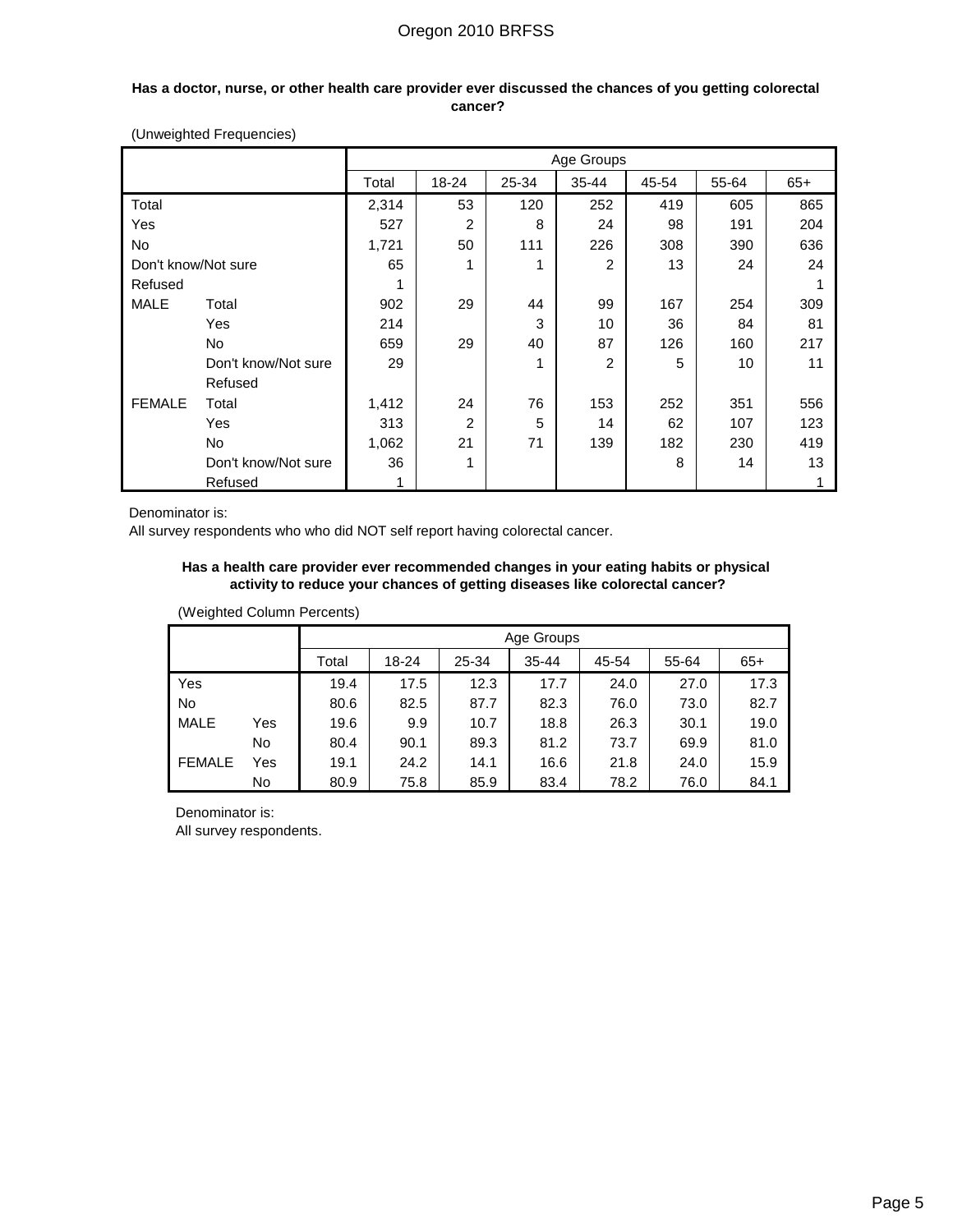**Has a doctor, nurse, or other health care provider ever discussed the chances of you getting colorectal cancer?**

(Unweighted Frequencies)

| | | Age Groups | | | | | | |
|---|---|---|---|---|---|---|---|---|
| | | Total | 18-24 | 25-34 | 35-44 | 45-54 | 55-64 | 65+ |
| Total | | 2,314 | 53 | 120 | 252 | 419 | 605 | 865 |
| Yes | | 527 | 2 | 8 | 24 | 98 | 191 | 204 |
| No | | 1,721 | 50 | 111 | 226 | 308 | 390 | 636 |
| Don't know/Not sure | | 65 | 1 | 1 | 2 | 13 | 24 | 24 |
| Refused | | 1 | | | | | | 1 |
| MALE | Total | 902 | 29 | 44 | 99 | 167 | 254 | 309 |
| | Yes | 214 | | 3 | 10 | 36 | 84 | 81 |
| | No | 659 | 29 | 40 | 87 | 126 | 160 | 217 |
| | Don't know/Not sure | 29 | | 1 | 2 | 5 | 10 | 11 |
| | Refused | | | | | | | |
| FEMALE | Total | 1,412 | 24 | 76 | 153 | 252 | 351 | 556 |
| | Yes | 313 | 2 | 5 | 14 | 62 | 107 | 123 |
| | No | 1,062 | 21 | 71 | 139 | 182 | 230 | 419 |
| | Don't know/Not sure | 36 | 1 | | | 8 | 14 | 13 |
| | Refused | 1 | | | | | | 1 |

Denominator is:
All survey respondents who who did NOT self report having colorectal cancer.

**Has a health care provider ever recommended changes in your eating habits or physical activity to reduce your chances of getting diseases like colorectal cancer?**

(Weighted Column Percents)

| | | Age Groups | | | | | | |
|---|---|---|---|---|---|---|---|---|
| | | Total | 18-24 | 25-34 | 35-44 | 45-54 | 55-64 | 65+ |
| Yes | | 19.4 | 17.5 | 12.3 | 17.7 | 24.0 | 27.0 | 17.3 |
| No | | 80.6 | 82.5 | 87.7 | 82.3 | 76.0 | 73.0 | 82.7 |
| MALE | Yes | 19.6 | 9.9 | 10.7 | 18.8 | 26.3 | 30.1 | 19.0 |
| | No | 80.4 | 90.1 | 89.3 | 81.2 | 73.7 | 69.9 | 81.0 |
| FEMALE | Yes | 19.1 | 24.2 | 14.1 | 16.6 | 21.8 | 24.0 | 15.9 |
| | No | 80.9 | 75.8 | 85.9 | 83.4 | 78.2 | 76.0 | 84.1 |

Denominator is:
All survey respondents.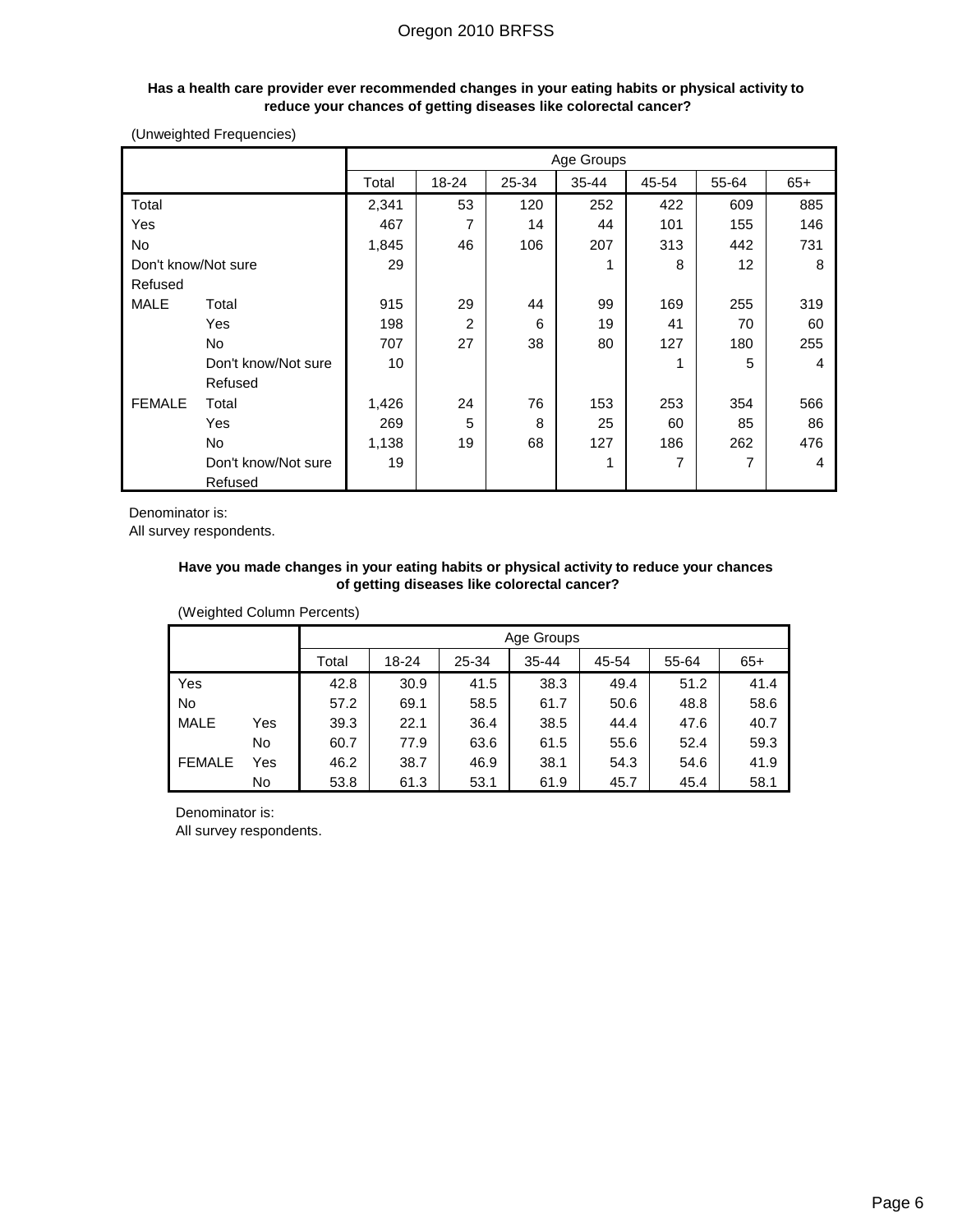**Has a health care provider ever recommended changes in your eating habits or physical activity to reduce your chances of getting diseases like colorectal cancer?**

(Unweighted Frequencies)

| | | Age Groups | | | | | | |
|---|---|---|---|---|---|---|---|---|
| | | Total | 18-24 | 25-34 | 35-44 | 45-54 | 55-64 | 65+ |
| Total | | 2,341 | 53 | 120 | 252 | 422 | 609 | 885 |
| Yes | | 467 | 7 | 14 | 44 | 101 | 155 | 146 |
| No | | 1,845 | 46 | 106 | 207 | 313 | 442 | 731 |
| Don't know/Not sure | | 29 | | | 1 | 8 | 12 | 8 |
| Refused | | | | | | | | |
| MALE | Total | 915 | 29 | 44 | 99 | 169 | 255 | 319 |
| | Yes | 198 | 2 | 6 | 19 | 41 | 70 | 60 |
| | No | 707 | 27 | 38 | 80 | 127 | 180 | 255 |
| | Don't know/Not sure | 10 | | | | 1 | 5 | 4 |
| | Refused | | | | | | | |
| FEMALE | Total | 1,426 | 24 | 76 | 153 | 253 | 354 | 566 |
| | Yes | 269 | 5 | 8 | 25 | 60 | 85 | 86 |
| | No | 1,138 | 19 | 68 | 127 | 186 | 262 | 476 |
| | Don't know/Not sure | 19 | | | 1 | 7 | 7 | 4 |
| | Refused | | | | | | | |

Denominator is:
All survey respondents.

**Have you made changes in your eating habits or physical activity to reduce your chances of getting diseases like colorectal cancer?**

(Weighted Column Percents)

| | | Age Groups | | | | | | |
|---|---|---|---|---|---|---|---|---|
| | | Total | 18-24 | 25-34 | 35-44 | 45-54 | 55-64 | 65+ |
| Yes | | 42.8 | 30.9 | 41.5 | 38.3 | 49.4 | 51.2 | 41.4 |
| No | | 57.2 | 69.1 | 58.5 | 61.7 | 50.6 | 48.8 | 58.6 |
| MALE | Yes | 39.3 | 22.1 | 36.4 | 38.5 | 44.4 | 47.6 | 40.7 |
| | No | 60.7 | 77.9 | 63.6 | 61.5 | 55.6 | 52.4 | 59.3 |
| FEMALE | Yes | 46.2 | 38.7 | 46.9 | 38.1 | 54.3 | 54.6 | 41.9 |
| | No | 53.8 | 61.3 | 53.1 | 61.9 | 45.7 | 45.4 | 58.1 |

Denominator is:
All survey respondents.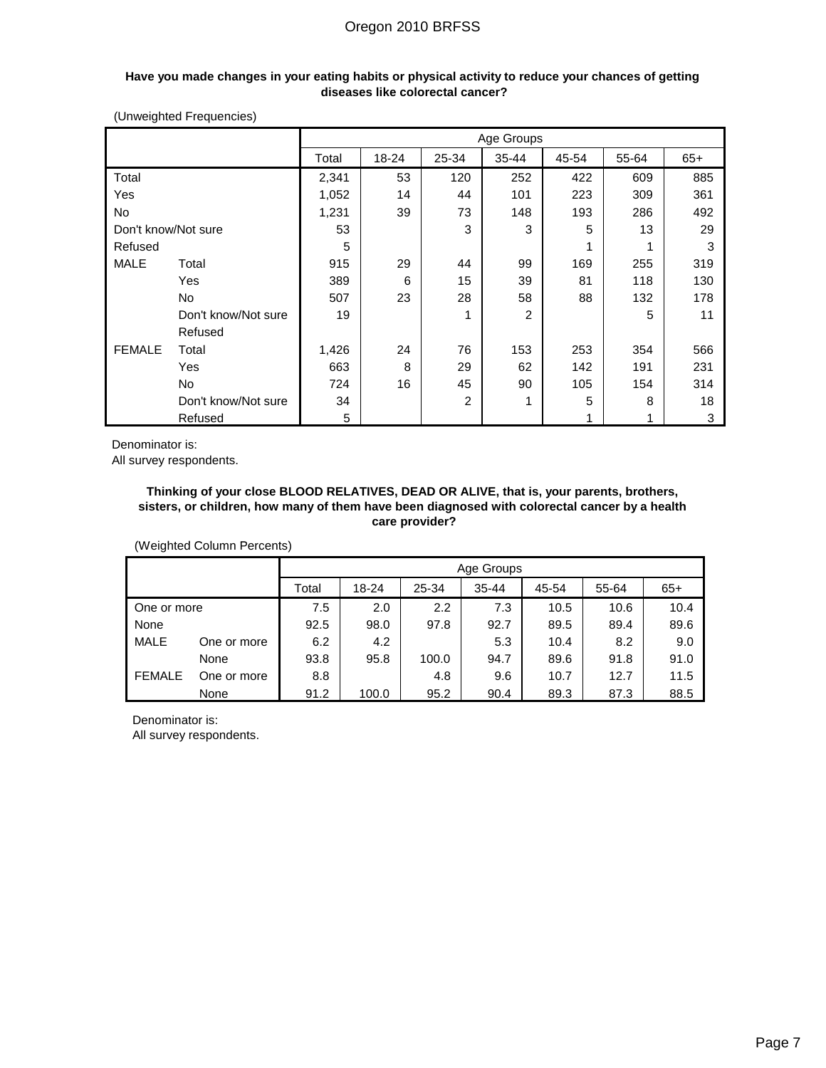**Have you made changes in your eating habits or physical activity to reduce your chances of getting diseases like colorectal cancer?**

(Unweighted Frequencies)

| | | Age Groups | | | | | | |
|---|---|---|---|---|---|---|---|---|
| | | Total | 18-24 | 25-34 | 35-44 | 45-54 | 55-64 | 65+ |
| Total | | 2,341 | 53 | 120 | 252 | 422 | 609 | 885 |
| Yes | | 1,052 | 14 | 44 | 101 | 223 | 309 | 361 |
| No | | 1,231 | 39 | 73 | 148 | 193 | 286 | 492 |
| Don't know/Not sure | | 53 | | 3 | 3 | 5 | 13 | 29 |
| Refused | | 5 | | | | 1 | 1 | 3 |
| MALE | Total | 915 | 29 | 44 | 99 | 169 | 255 | 319 |
| | Yes | 389 | 6 | 15 | 39 | 81 | 118 | 130 |
| | No | 507 | 23 | 28 | 58 | 88 | 132 | 178 |
| | Don't know/Not sure | 19 | | 1 | 2 | | 5 | 11 |
| | Refused | | | | | | | |
| FEMALE | Total | 1,426 | 24 | 76 | 153 | 253 | 354 | 566 |
| | Yes | 663 | 8 | 29 | 62 | 142 | 191 | 231 |
| | No | 724 | 16 | 45 | 90 | 105 | 154 | 314 |
| | Don't know/Not sure | 34 | | 2 | 1 | 5 | 8 | 18 |
| | Refused | 5 | | | | 1 | 1 | 3 |

Denominator is:
All survey respondents.

**Thinking of your close BLOOD RELATIVES, DEAD OR ALIVE, that is, your parents, brothers, sisters, or children, how many of them have been diagnosed with colorectal cancer by a health care provider?**

(Weighted Column Percents)

| | | Age Groups | | | | | | |
|---|---|---|---|---|---|---|---|---|
| | | Total | 18-24 | 25-34 | 35-44 | 45-54 | 55-64 | 65+ |
| One or more | | 7.5 | 2.0 | 2.2 | 7.3 | 10.5 | 10.6 | 10.4 |
| None | | 92.5 | 98.0 | 97.8 | 92.7 | 89.5 | 89.4 | 89.6 |
| MALE | One or more | 6.2 | 4.2 | | 5.3 | 10.4 | 8.2 | 9.0 |
| | None | 93.8 | 95.8 | 100.0 | 94.7 | 89.6 | 91.8 | 91.0 |
| FEMALE | One or more | 8.8 | | 4.8 | 9.6 | 10.7 | 12.7 | 11.5 |
| | None | 91.2 | 100.0 | 95.2 | 90.4 | 89.3 | 87.3 | 88.5 |

Denominator is:
All survey respondents.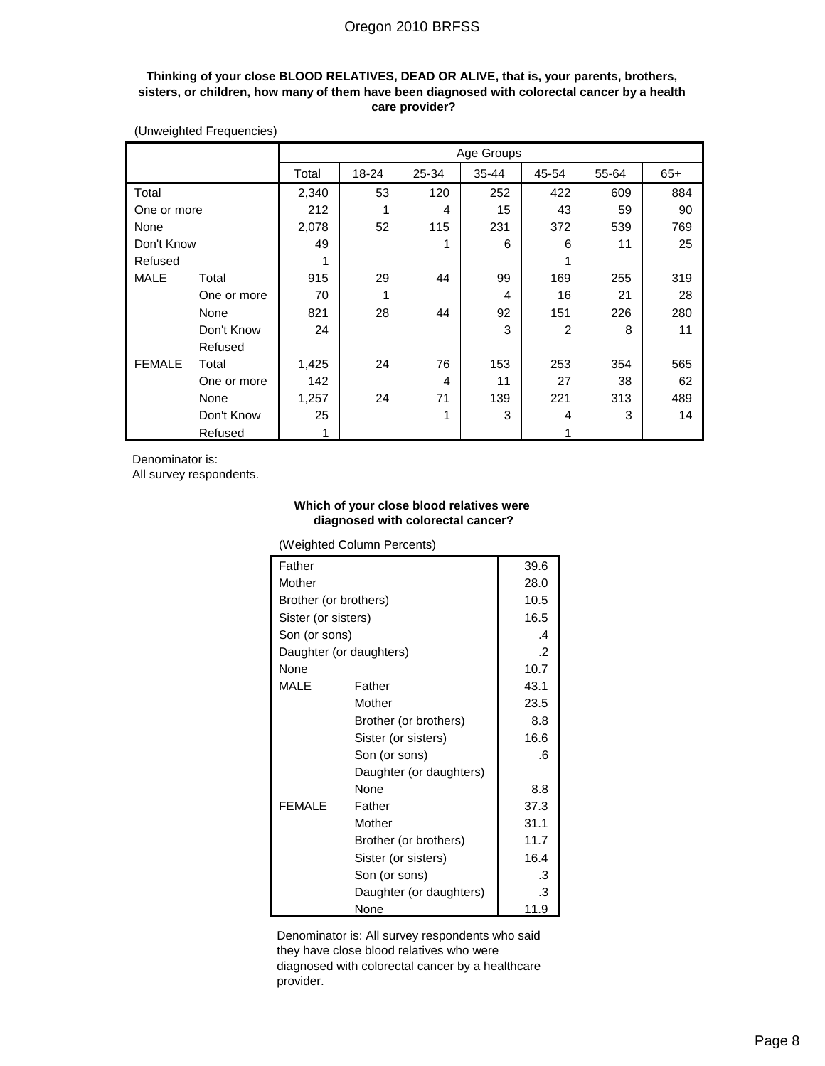**Thinking of your close BLOOD RELATIVES, DEAD OR ALIVE, that is, your parents, brothers, sisters, or children, how many of them have been diagnosed with colorectal cancer by a health care provider?**

(Unweighted Frequencies)

| | | Age Groups | | | | | | |
|---|---|---|---|---|---|---|---|---|
| | | Total | 18-24 | 25-34 | 35-44 | 45-54 | 55-64 | 65+ |
| Total | | 2,340 | 53 | 120 | 252 | 422 | 609 | 884 |
| One or more | | 212 | 1 | 4 | 15 | 43 | 59 | 90 |
| None | | 2,078 | 52 | 115 | 231 | 372 | 539 | 769 |
| Don't Know | | 49 | | 1 | 6 | 6 | 11 | 25 |
| Refused | | 1 | | | | 1 | | |
| MALE | Total | 915 | 29 | 44 | 99 | 169 | 255 | 319 |
| | One or more | 70 | 1 | | 4 | 16 | 21 | 28 |
| | None | 821 | 28 | 44 | 92 | 151 | 226 | 280 |
| | Don't Know | 24 | | | 3 | 2 | 8 | 11 |
| | Refused | | | | | | | |
| FEMALE | Total | 1,425 | 24 | 76 | 153 | 253 | 354 | 565 |
| | One or more | 142 | | 4 | 11 | 27 | 38 | 62 |
| | None | 1,257 | 24 | 71 | 139 | 221 | 313 | 489 |
| | Don't Know | 25 | | 1 | 3 | 4 | 3 | 14 |
| | Refused | 1 | | | | 1 | | |

Denominator is:
All survey respondents.

**Which of your close blood relatives were diagnosed with colorectal cancer?**

(Weighted Column Percents)

| | | |
|---|---|---|
| Father | | 39.6 |
| Mother | | 28.0 |
| Brother (or brothers) | | 10.5 |
| Sister (or sisters) | | 16.5 |
| Son (or sons) | | .4 |
| Daughter (or daughters) | | .2 |
| None | | 10.7 |
| MALE | Father | 43.1 |
| | Mother | 23.5 |
| | Brother (or brothers) | 8.8 |
| | Sister (or sisters) | 16.6 |
| | Son (or sons) | .6 |
| | Daughter (or daughters) | |
| | None | 8.8 |
| FEMALE | Father | 37.3 |
| | Mother | 31.1 |
| | Brother (or brothers) | 11.7 |
| | Sister (or sisters) | 16.4 |
| | Son (or sons) | .3 |
| | Daughter (or daughters) | .3 |
| | None | 11.9 |

Denominator is: All survey respondents who said they have close blood relatives who were diagnosed with colorectal cancer by a healthcare provider.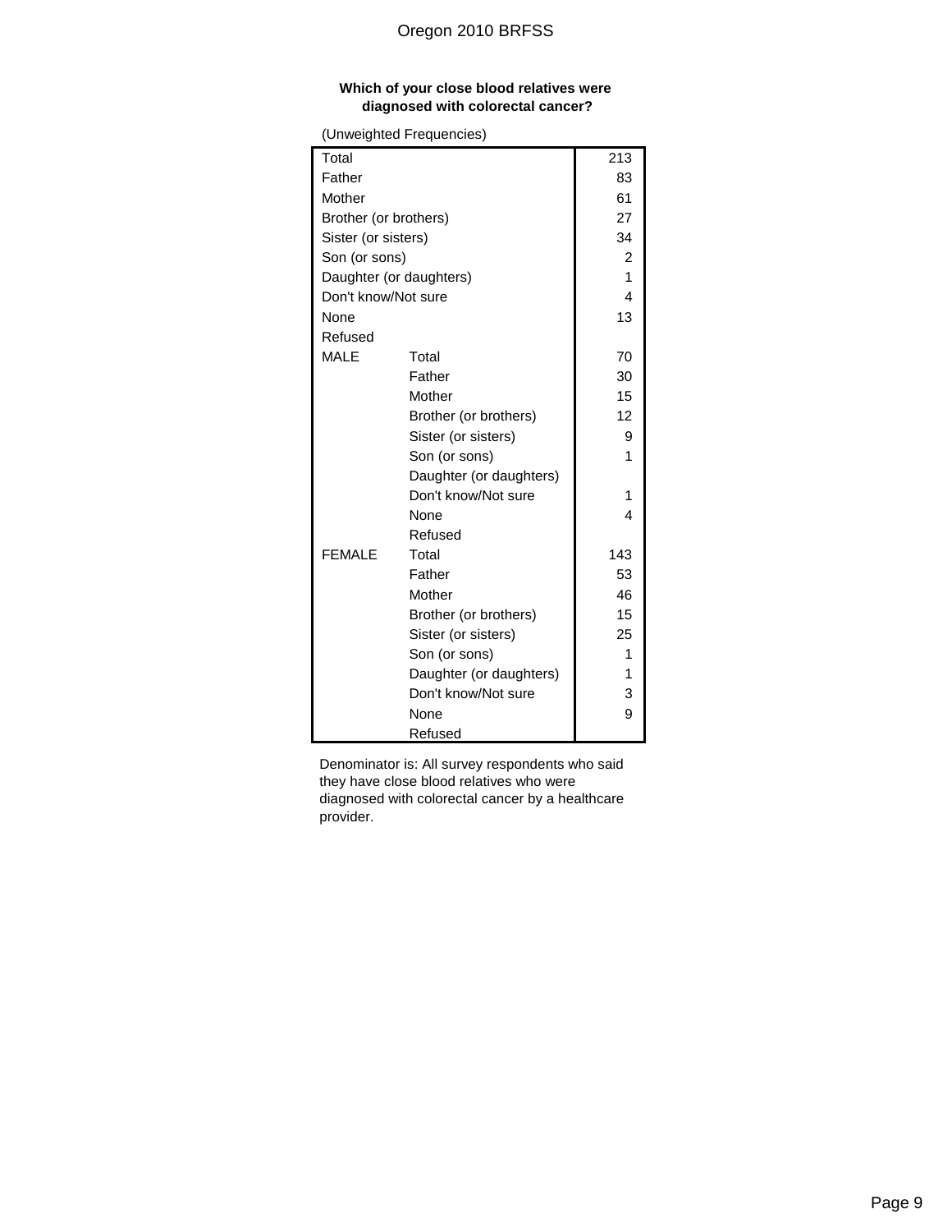**Which of your close blood relatives were diagnosed with colorectal cancer?**

(Unweighted Frequencies)

| | | |
|---|---|---|
| Total | | 213 |
| Father | | 83 |
| Mother | | 61 |
| Brother (or brothers) | | 27 |
| Sister (or sisters) | | 34 |
| Son (or sons) | | 2 |
| Daughter (or daughters) | | 1 |
| Don't know/Not sure | | 4 |
| None | | 13 |
| Refused | | |
| MALE | Total | 70 |
| | Father | 30 |
| | Mother | 15 |
| | Brother (or brothers) | 12 |
| | Sister (or sisters) | 9 |
| | Son (or sons) | 1 |
| | Daughter (or daughters) | |
| | Don't know/Not sure | 1 |
| | None | 4 |
| | Refused | |
| FEMALE | Total | 143 |
| | Father | 53 |
| | Mother | 46 |
| | Brother (or brothers) | 15 |
| | Sister (or sisters) | 25 |
| | Son (or sons) | 1 |
| | Daughter (or daughters) | 1 |
| | Don't know/Not sure | 3 |
| | None | 9 |
| | Refused | |

Denominator is: All survey respondents who said they have close blood relatives who were diagnosed with colorectal cancer by a healthcare provider.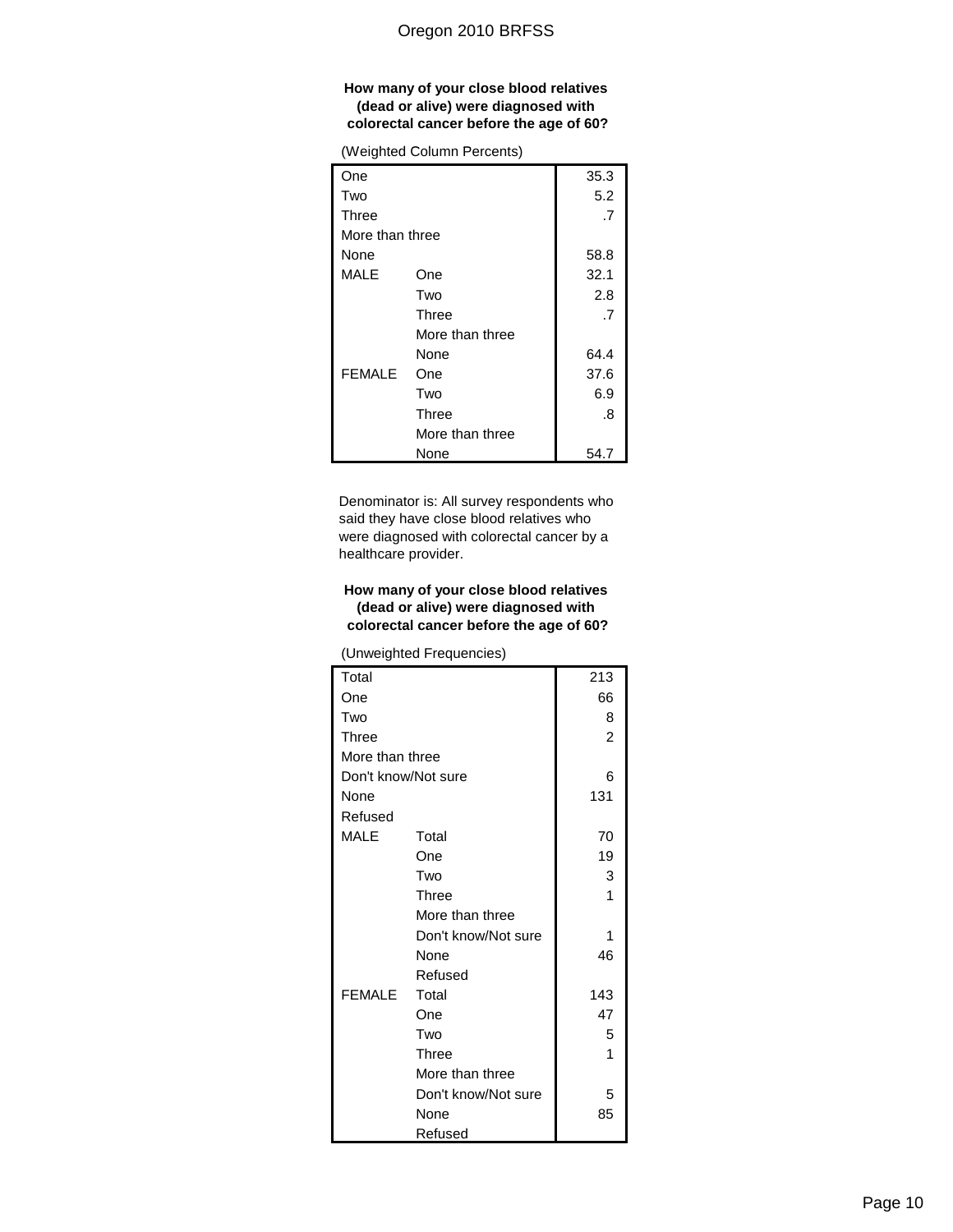### How many of your close blood relatives (dead or alive) were diagnosed with colorectal cancer before the age of 60?

(Weighted Column Percents)

| | | |
|---|---|---|
| One | | 35.3 |
| Two | | 5.2 |
| Three | | .7 |
| More than three | | |
| None | | 58.8 |
| MALE | One | 32.1 |
| | Two | 2.8 |
| | Three | .7 |
| | More than three | |
| | None | 64.4 |
| FEMALE | One | 37.6 |
| | Two | 6.9 |
| | Three | .8 |
| | More than three | |
| | None | 54.7 |

Denominator is: All survey respondents who said they have close blood relatives who were diagnosed with colorectal cancer by a healthcare provider.

### How many of your close blood relatives (dead or alive) were diagnosed with colorectal cancer before the age of 60?

(Unweighted Frequencies)

| | | |
|---|---|---|
| Total | | 213 |
| One | | 66 |
| Two | | 8 |
| Three | | 2 |
| More than three | | |
| Don't know/Not sure | | 6 |
| None | | 131 |
| Refused | | |
| MALE | Total | 70 |
| | One | 19 |
| | Two | 3 |
| | Three | 1 |
| | More than three | |
| | Don't know/Not sure | 1 |
| | None | 46 |
| | Refused | |
| FEMALE | Total | 143 |
| | One | 47 |
| | Two | 5 |
| | Three | 1 |
| | More than three | |
| | Don't know/Not sure | 5 |
| | None | 85 |
| | Refused | |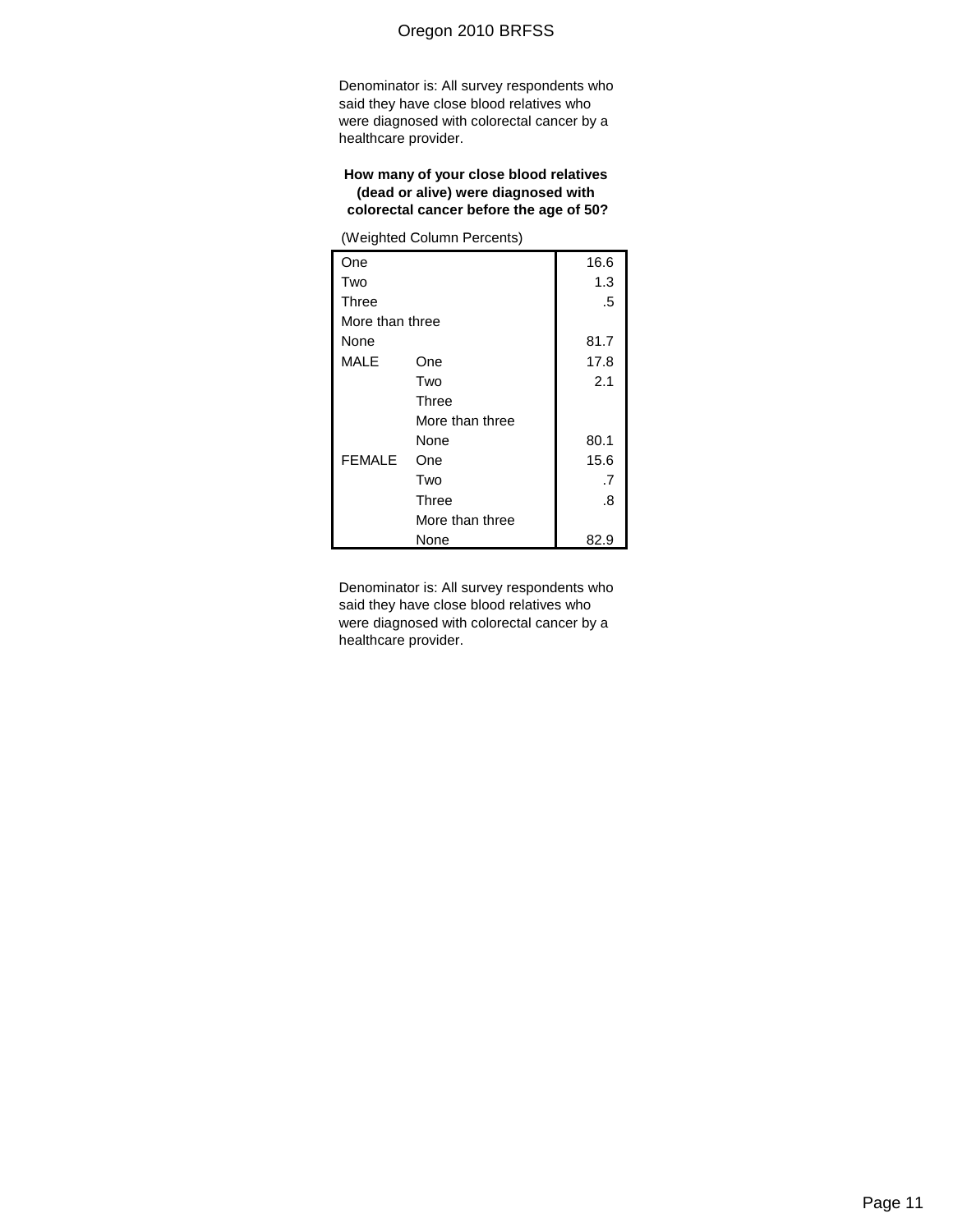Denominator is: All survey respondents who said they have close blood relatives who were diagnosed with colorectal cancer by a healthcare provider.

**How many of your close blood relatives (dead or alive) were diagnosed with colorectal cancer before the age of 50?**

(Weighted Column Percents)

| | | |
|---|---|---|
| One | | 16.6 |
| Two | | 1.3 |
| Three | | .5 |
| More than three | | |
| None | | 81.7 |
| MALE | One | 17.8 |
| | Two | 2.1 |
| | Three | |
| | More than three | |
| | None | 80.1 |
| FEMALE | One | 15.6 |
| | Two | .7 |
| | Three | .8 |
| | More than three | |
| | None | 82.9 |

Denominator is: All survey respondents who said they have close blood relatives who were diagnosed with colorectal cancer by a healthcare provider.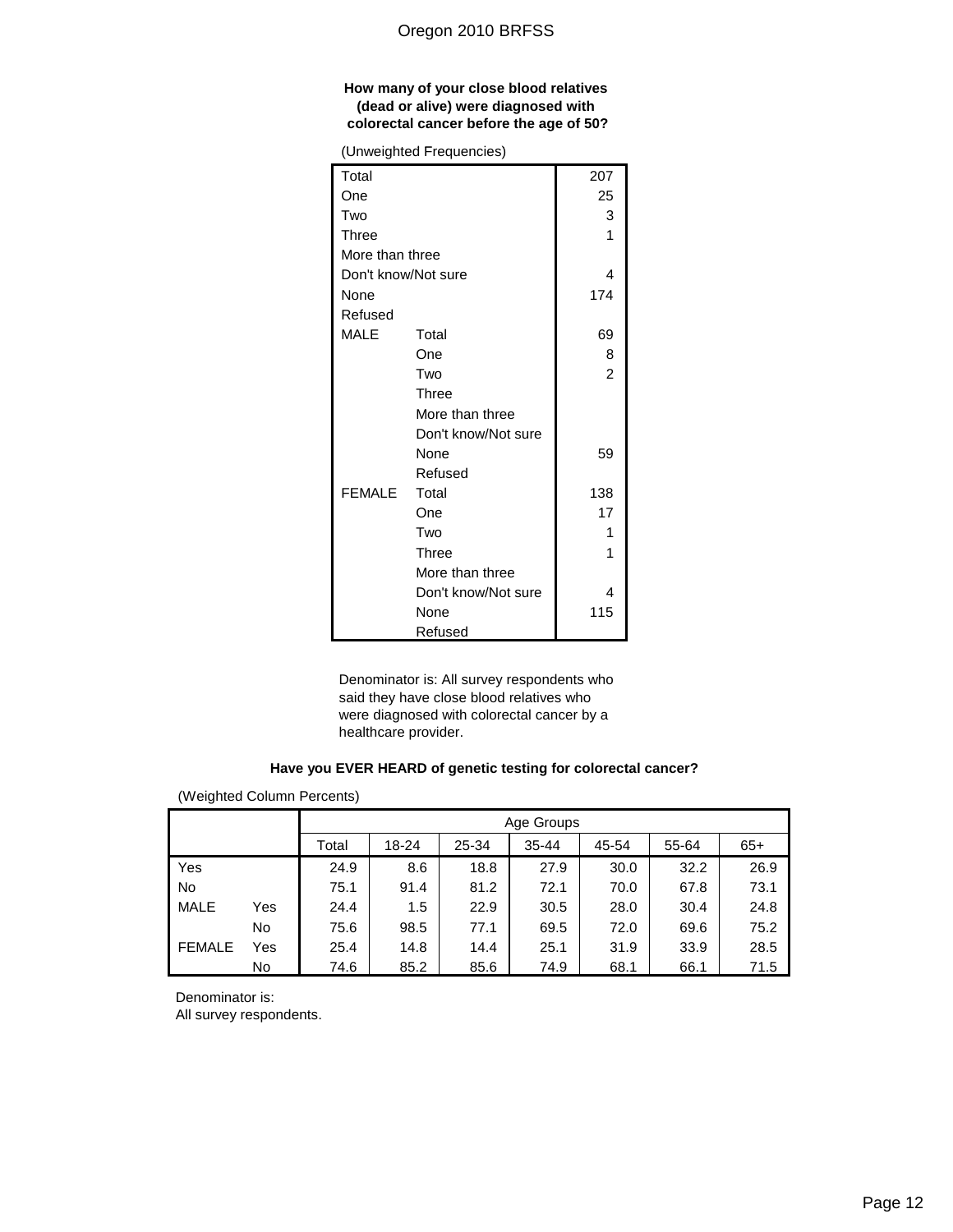### How many of your close blood relatives (dead or alive) were diagnosed with colorectal cancer before the age of 50?

(Unweighted Frequencies)

| | | |
|---|---|---|
| Total | | 207 |
| One | | 25 |
| Two | | 3 |
| Three | | 1 |
| More than three | | |
| Don't know/Not sure | | 4 |
| None | | 174 |
| Refused | | |
| MALE | Total | 69 |
| | One | 8 |
| | Two | 2 |
| | Three | |
| | More than three | |
| | Don't know/Not sure | |
| | None | 59 |
| | Refused | |
| FEMALE | Total | 138 |
| | One | 17 |
| | Two | 1 |
| | Three | 1 |
| | More than three | |
| | Don't know/Not sure | 4 |
| | None | 115 |
| | Refused | |

Denominator is: All survey respondents who said they have close blood relatives who were diagnosed with colorectal cancer by a healthcare provider.

### Have you EVER HEARD of genetic testing for colorectal cancer?

(Weighted Column Percents)

| | | Age Groups | | | | | | |
|---|---|---|---|---|---|---|---|---|
| | | Total | 18-24 | 25-34 | 35-44 | 45-54 | 55-64 | 65+ |
| Yes | | 24.9 | 8.6 | 18.8 | 27.9 | 30.0 | 32.2 | 26.9 |
| No | | 75.1 | 91.4 | 81.2 | 72.1 | 70.0 | 67.8 | 73.1 |
| MALE | Yes | 24.4 | 1.5 | 22.9 | 30.5 | 28.0 | 30.4 | 24.8 |
| | No | 75.6 | 98.5 | 77.1 | 69.5 | 72.0 | 69.6 | 75.2 |
| FEMALE | Yes | 25.4 | 14.8 | 14.4 | 25.1 | 31.9 | 33.9 | 28.5 |
| | No | 74.6 | 85.2 | 85.6 | 74.9 | 68.1 | 66.1 | 71.5 |

Denominator is:
All survey respondents.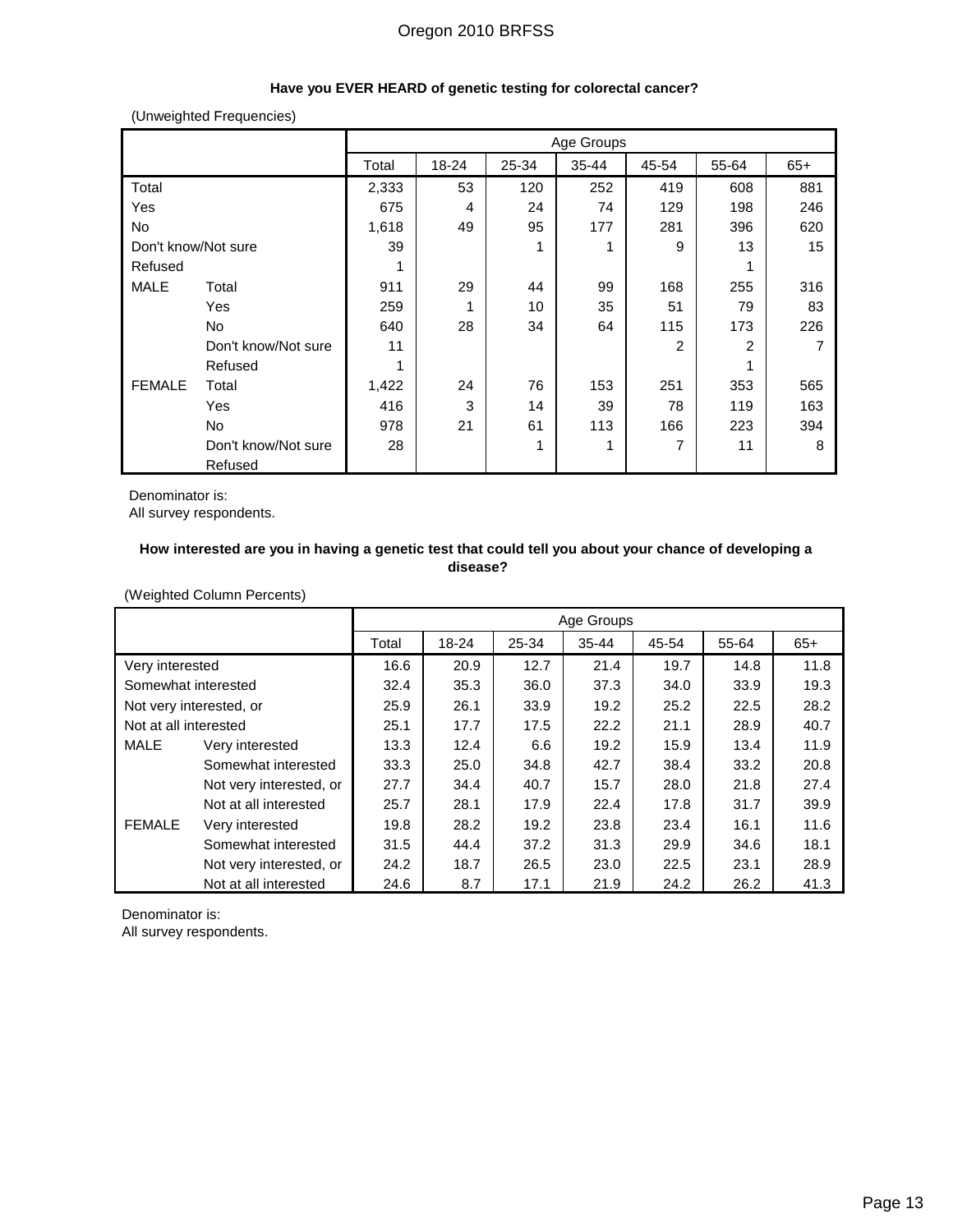Oregon 2010 BRFSS

**Have you EVER HEARD of genetic testing for colorectal cancer?**

(Unweighted Frequencies)

| | | Age Groups | | | | | | |
|---|---|---|---|---|---|---|---|---|
| | | Total | 18-24 | 25-34 | 35-44 | 45-54 | 55-64 | 65+ |
| Total | | 2,333 | 53 | 120 | 252 | 419 | 608 | 881 |
| Yes | | 675 | 4 | 24 | 74 | 129 | 198 | 246 |
| No | | 1,618 | 49 | 95 | 177 | 281 | 396 | 620 |
| Don't know/Not sure | | 39 | | 1 | 1 | 9 | 13 | 15 |
| Refused | | 1 | | | | | 1 | |
| MALE | Total | 911 | 29 | 44 | 99 | 168 | 255 | 316 |
| | Yes | 259 | 1 | 10 | 35 | 51 | 79 | 83 |
| | No | 640 | 28 | 34 | 64 | 115 | 173 | 226 |
| | Don't know/Not sure | 11 | | | | 2 | 2 | 7 |
| | Refused | 1 | | | | | 1 | |
| FEMALE | Total | 1,422 | 24 | 76 | 153 | 251 | 353 | 565 |
| | Yes | 416 | 3 | 14 | 39 | 78 | 119 | 163 |
| | No | 978 | 21 | 61 | 113 | 166 | 223 | 394 |
| | Don't know/Not sure | 28 | | 1 | 1 | 7 | 11 | 8 |
| | Refused | | | | | | | |

Denominator is:
All survey respondents.

**How interested are you in having a genetic test that could tell you about your chance of developing a disease?**

(Weighted Column Percents)

| | | Age Groups | | | | | | |
|---|---|---|---|---|---|---|---|---|
| | | Total | 18-24 | 25-34 | 35-44 | 45-54 | 55-64 | 65+ |
| Very interested | | 16.6 | 20.9 | 12.7 | 21.4 | 19.7 | 14.8 | 11.8 |
| Somewhat interested | | 32.4 | 35.3 | 36.0 | 37.3 | 34.0 | 33.9 | 19.3 |
| Not very interested, or | | 25.9 | 26.1 | 33.9 | 19.2 | 25.2 | 22.5 | 28.2 |
| Not at all interested | | 25.1 | 17.7 | 17.5 | 22.2 | 21.1 | 28.9 | 40.7 |
| MALE | Very interested | 13.3 | 12.4 | 6.6 | 19.2 | 15.9 | 13.4 | 11.9 |
| | Somewhat interested | 33.3 | 25.0 | 34.8 | 42.7 | 38.4 | 33.2 | 20.8 |
| | Not very interested, or | 27.7 | 34.4 | 40.7 | 15.7 | 28.0 | 21.8 | 27.4 |
| | Not at all interested | 25.7 | 28.1 | 17.9 | 22.4 | 17.8 | 31.7 | 39.9 |
| FEMALE | Very interested | 19.8 | 28.2 | 19.2 | 23.8 | 23.4 | 16.1 | 11.6 |
| | Somewhat interested | 31.5 | 44.4 | 37.2 | 31.3 | 29.9 | 34.6 | 18.1 |
| | Not very interested, or | 24.2 | 18.7 | 26.5 | 23.0 | 22.5 | 23.1 | 28.9 |
| | Not at all interested | 24.6 | 8.7 | 17.1 | 21.9 | 24.2 | 26.2 | 41.3 |

Denominator is:
All survey respondents.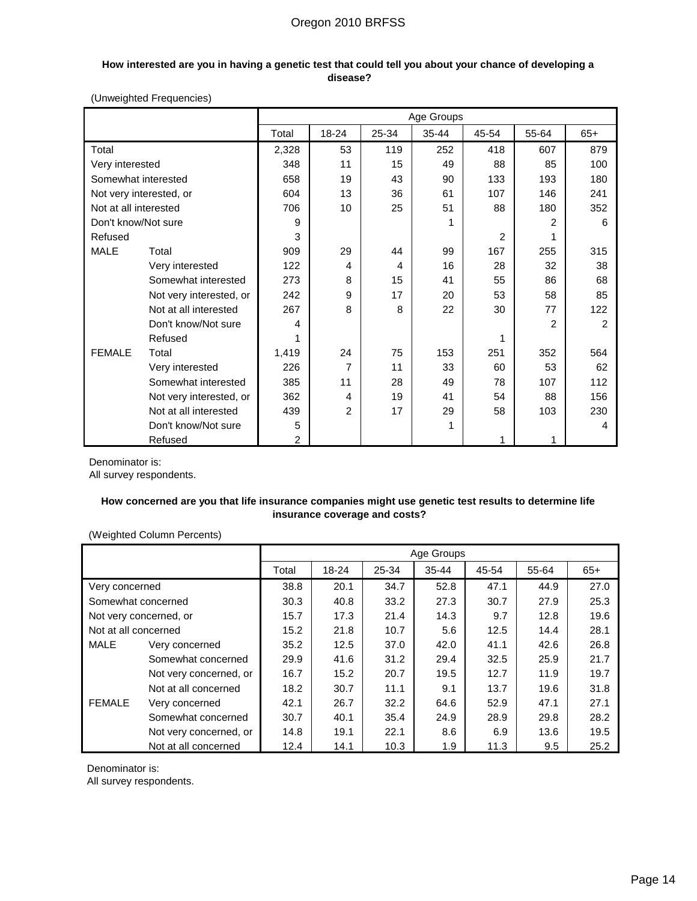**How interested are you in having a genetic test that could tell you about your chance of developing a disease?**

(Unweighted Frequencies)

| | | Age Groups | | | | | | |
|---|---|---|---|---|---|---|---|---|
| | | Total | 18-24 | 25-34 | 35-44 | 45-54 | 55-64 | 65+ |
| Total | | 2,328 | 53 | 119 | 252 | 418 | 607 | 879 |
| Very interested | | 348 | 11 | 15 | 49 | 88 | 85 | 100 |
| Somewhat interested | | 658 | 19 | 43 | 90 | 133 | 193 | 180 |
| Not very interested, or | | 604 | 13 | 36 | 61 | 107 | 146 | 241 |
| Not at all interested | | 706 | 10 | 25 | 51 | 88 | 180 | 352 |
| Don't know/Not sure | | 9 | | | 1 | | 2 | 6 |
| Refused | | 3 | | | | 2 | 1 | |
| MALE | Total | 909 | 29 | 44 | 99 | 167 | 255 | 315 |
| | Very interested | 122 | 4 | 4 | 16 | 28 | 32 | 38 |
| | Somewhat interested | 273 | 8 | 15 | 41 | 55 | 86 | 68 |
| | Not very interested, or | 242 | 9 | 17 | 20 | 53 | 58 | 85 |
| | Not at all interested | 267 | 8 | 8 | 22 | 30 | 77 | 122 |
| | Don't know/Not sure | 4 | | | | | 2 | 2 |
| | Refused | 1 | | | | 1 | | |
| FEMALE | Total | 1,419 | 24 | 75 | 153 | 251 | 352 | 564 |
| | Very interested | 226 | 7 | 11 | 33 | 60 | 53 | 62 |
| | Somewhat interested | 385 | 11 | 28 | 49 | 78 | 107 | 112 |
| | Not very interested, or | 362 | 4 | 19 | 41 | 54 | 88 | 156 |
| | Not at all interested | 439 | 2 | 17 | 29 | 58 | 103 | 230 |
| | Don't know/Not sure | 5 | | | 1 | | | 4 |
| | Refused | 2 | | | | 1 | 1 | |

Denominator is:
All survey respondents.

**How concerned are you that life insurance companies might use genetic test results to determine life insurance coverage and costs?**

(Weighted Column Percents)

| | | Age Groups | | | | | | |
|---|---|---|---|---|---|---|---|---|
| | | Total | 18-24 | 25-34 | 35-44 | 45-54 | 55-64 | 65+ |
| Very concerned | | 38.8 | 20.1 | 34.7 | 52.8 | 47.1 | 44.9 | 27.0 |
| Somewhat concerned | | 30.3 | 40.8 | 33.2 | 27.3 | 30.7 | 27.9 | 25.3 |
| Not very concerned, or | | 15.7 | 17.3 | 21.4 | 14.3 | 9.7 | 12.8 | 19.6 |
| Not at all concerned | | 15.2 | 21.8 | 10.7 | 5.6 | 12.5 | 14.4 | 28.1 |
| MALE | Very concerned | 35.2 | 12.5 | 37.0 | 42.0 | 41.1 | 42.6 | 26.8 |
| | Somewhat concerned | 29.9 | 41.6 | 31.2 | 29.4 | 32.5 | 25.9 | 21.7 |
| | Not very concerned, or | 16.7 | 15.2 | 20.7 | 19.5 | 12.7 | 11.9 | 19.7 |
| | Not at all concerned | 18.2 | 30.7 | 11.1 | 9.1 | 13.7 | 19.6 | 31.8 |
| FEMALE | Very concerned | 42.1 | 26.7 | 32.2 | 64.6 | 52.9 | 47.1 | 27.1 |
| | Somewhat concerned | 30.7 | 40.1 | 35.4 | 24.9 | 28.9 | 29.8 | 28.2 |
| | Not very concerned, or | 14.8 | 19.1 | 22.1 | 8.6 | 6.9 | 13.6 | 19.5 |
| | Not at all concerned | 12.4 | 14.1 | 10.3 | 1.9 | 11.3 | 9.5 | 25.2 |

Denominator is:
All survey respondents.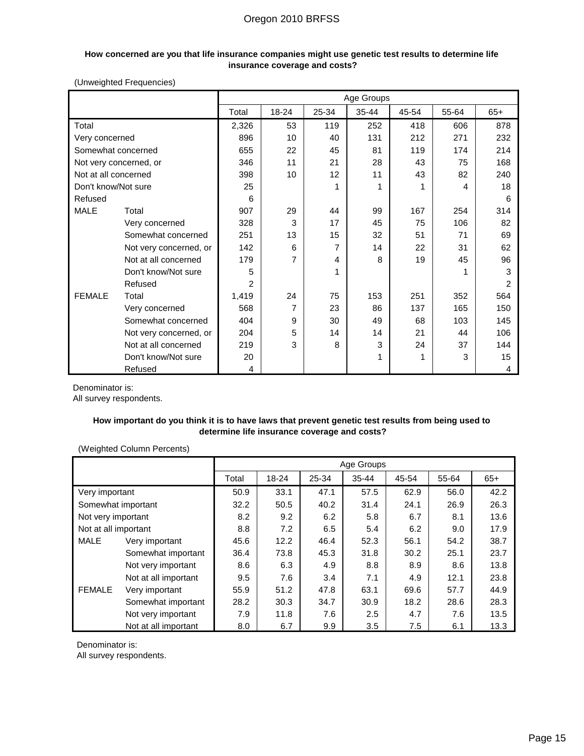Oregon 2010 BRFSS

**How concerned are you that life insurance companies might use genetic test results to determine life insurance coverage and costs?**

(Unweighted Frequencies)

| | | Age Groups | | | | | | |
|---|---|---|---|---|---|---|---|---|
| | | Total | 18-24 | 25-34 | 35-44 | 45-54 | 55-64 | 65+ |
| Total | | 2,326 | 53 | 119 | 252 | 418 | 606 | 878 |
| Very concerned | | 896 | 10 | 40 | 131 | 212 | 271 | 232 |
| Somewhat concerned | | 655 | 22 | 45 | 81 | 119 | 174 | 214 |
| Not very concerned, or | | 346 | 11 | 21 | 28 | 43 | 75 | 168 |
| Not at all concerned | | 398 | 10 | 12 | 11 | 43 | 82 | 240 |
| Don't know/Not sure | | 25 | | 1 | 1 | 1 | 4 | 18 |
| Refused | | 6 | | | | | | 6 |
| MALE | Total | 907 | 29 | 44 | 99 | 167 | 254 | 314 |
| | Very concerned | 328 | 3 | 17 | 45 | 75 | 106 | 82 |
| | Somewhat concerned | 251 | 13 | 15 | 32 | 51 | 71 | 69 |
| | Not very concerned, or | 142 | 6 | 7 | 14 | 22 | 31 | 62 |
| | Not at all concerned | 179 | 7 | 4 | 8 | 19 | 45 | 96 |
| | Don't know/Not sure | 5 | | 1 | | | 1 | 3 |
| | Refused | 2 | | | | | | 2 |
| FEMALE | Total | 1,419 | 24 | 75 | 153 | 251 | 352 | 564 |
| | Very concerned | 568 | 7 | 23 | 86 | 137 | 165 | 150 |
| | Somewhat concerned | 404 | 9 | 30 | 49 | 68 | 103 | 145 |
| | Not very concerned, or | 204 | 5 | 14 | 14 | 21 | 44 | 106 |
| | Not at all concerned | 219 | 3 | 8 | 3 | 24 | 37 | 144 |
| | Don't know/Not sure | 20 | | | 1 | 1 | 3 | 15 |
| | Refused | 4 | | | | | | 4 |

Denominator is:
All survey respondents.

**How important do you think it is to have laws that prevent genetic test results from being used to determine life insurance coverage and costs?**

(Weighted Column Percents)

| | | Age Groups | | | | | | |
|---|---|---|---|---|---|---|---|---|
| | | Total | 18-24 | 25-34 | 35-44 | 45-54 | 55-64 | 65+ |
| Very important | | 50.9 | 33.1 | 47.1 | 57.5 | 62.9 | 56.0 | 42.2 |
| Somewhat important | | 32.2 | 50.5 | 40.2 | 31.4 | 24.1 | 26.9 | 26.3 |
| Not very important | | 8.2 | 9.2 | 6.2 | 5.8 | 6.7 | 8.1 | 13.6 |
| Not at all important | | 8.8 | 7.2 | 6.5 | 5.4 | 6.2 | 9.0 | 17.9 |
| MALE | Very important | 45.6 | 12.2 | 46.4 | 52.3 | 56.1 | 54.2 | 38.7 |
| | Somewhat important | 36.4 | 73.8 | 45.3 | 31.8 | 30.2 | 25.1 | 23.7 |
| | Not very important | 8.6 | 6.3 | 4.9 | 8.8 | 8.9 | 8.6 | 13.8 |
| | Not at all important | 9.5 | 7.6 | 3.4 | 7.1 | 4.9 | 12.1 | 23.8 |
| FEMALE | Very important | 55.9 | 51.2 | 47.8 | 63.1 | 69.6 | 57.7 | 44.9 |
| | Somewhat important | 28.2 | 30.3 | 34.7 | 30.9 | 18.2 | 28.6 | 28.3 |
| | Not very important | 7.9 | 11.8 | 7.6 | 2.5 | 4.7 | 7.6 | 13.5 |
| | Not at all important | 8.0 | 6.7 | 9.9 | 3.5 | 7.5 | 6.1 | 13.3 |

Denominator is:
All survey respondents.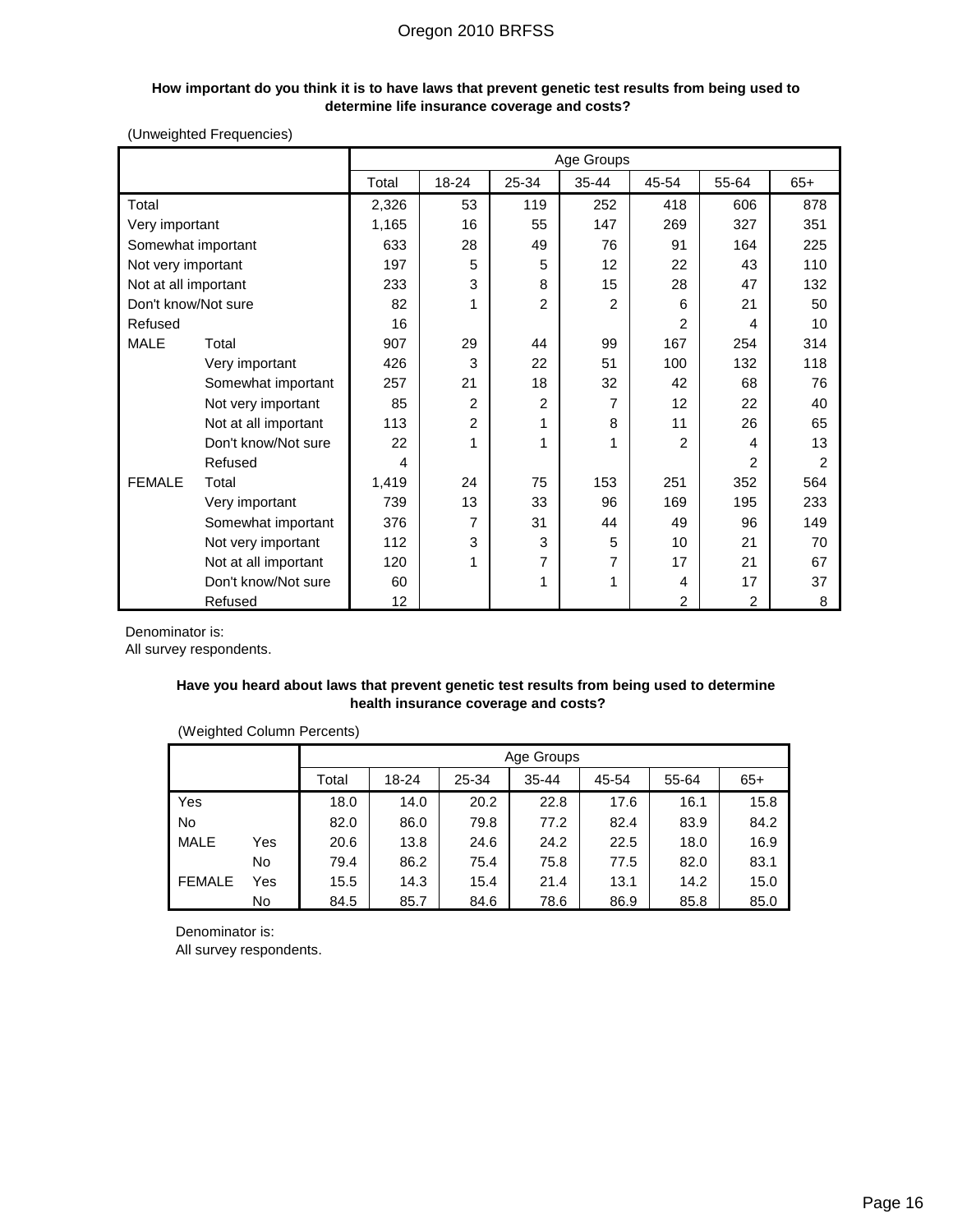**How important do you think it is to have laws that prevent genetic test results from being used to determine life insurance coverage and costs?**

(Unweighted Frequencies)

| | | Age Groups | | | | | | |
|---|---|---|---|---|---|---|---|---|
| | | Total | 18-24 | 25-34 | 35-44 | 45-54 | 55-64 | 65+ |
| Total | | 2,326 | 53 | 119 | 252 | 418 | 606 | 878 |
| Very important | | 1,165 | 16 | 55 | 147 | 269 | 327 | 351 |
| Somewhat important | | 633 | 28 | 49 | 76 | 91 | 164 | 225 |
| Not very important | | 197 | 5 | 5 | 12 | 22 | 43 | 110 |
| Not at all important | | 233 | 3 | 8 | 15 | 28 | 47 | 132 |
| Don't know/Not sure | | 82 | 1 | 2 | 2 | 6 | 21 | 50 |
| Refused | | 16 | | | | 2 | 4 | 10 |
| MALE | Total | 907 | 29 | 44 | 99 | 167 | 254 | 314 |
| | Very important | 426 | 3 | 22 | 51 | 100 | 132 | 118 |
| | Somewhat important | 257 | 21 | 18 | 32 | 42 | 68 | 76 |
| | Not very important | 85 | 2 | 2 | 7 | 12 | 22 | 40 |
| | Not at all important | 113 | 2 | 1 | 8 | 11 | 26 | 65 |
| | Don't know/Not sure | 22 | 1 | 1 | 1 | 2 | 4 | 13 |
| | Refused | 4 | | | | | 2 | 2 |
| FEMALE | Total | 1,419 | 24 | 75 | 153 | 251 | 352 | 564 |
| | Very important | 739 | 13 | 33 | 96 | 169 | 195 | 233 |
| | Somewhat important | 376 | 7 | 31 | 44 | 49 | 96 | 149 |
| | Not very important | 112 | 3 | 3 | 5 | 10 | 21 | 70 |
| | Not at all important | 120 | 1 | 7 | 7 | 17 | 21 | 67 |
| | Don't know/Not sure | 60 | | 1 | 1 | 4 | 17 | 37 |
| | Refused | 12 | | | | 2 | 2 | 8 |

Denominator is:
All survey respondents.

**Have you heard about laws that prevent genetic test results from being used to determine health insurance coverage and costs?**

(Weighted Column Percents)

| | | Age Groups | | | | | | |
|---|---|---|---|---|---|---|---|---|
| | | Total | 18-24 | 25-34 | 35-44 | 45-54 | 55-64 | 65+ |
| Yes | | 18.0 | 14.0 | 20.2 | 22.8 | 17.6 | 16.1 | 15.8 |
| No | | 82.0 | 86.0 | 79.8 | 77.2 | 82.4 | 83.9 | 84.2 |
| MALE | Yes | 20.6 | 13.8 | 24.6 | 24.2 | 22.5 | 18.0 | 16.9 |
| | No | 79.4 | 86.2 | 75.4 | 75.8 | 77.5 | 82.0 | 83.1 |
| FEMALE | Yes | 15.5 | 14.3 | 15.4 | 21.4 | 13.1 | 14.2 | 15.0 |
| | No | 84.5 | 85.7 | 84.6 | 78.6 | 86.9 | 85.8 | 85.0 |

Denominator is:
All survey respondents.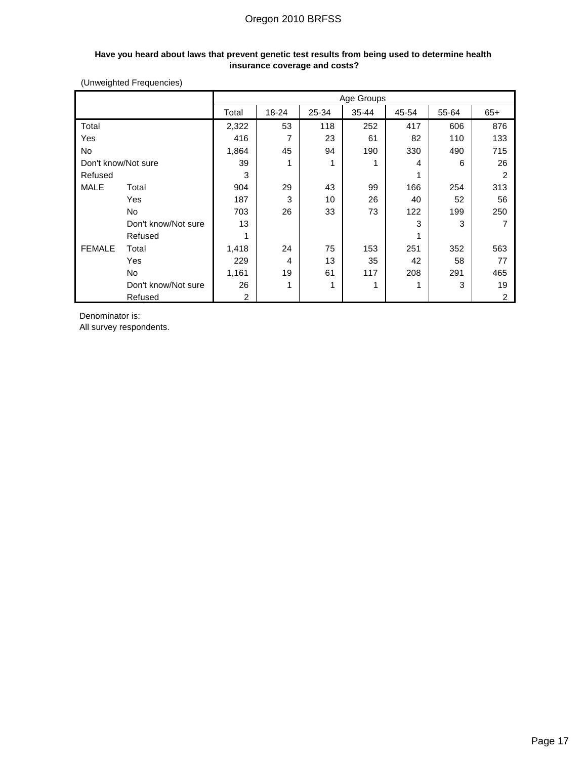Oregon 2010 BRFSS

**Have you heard about laws that prevent genetic test results from being used to determine health insurance coverage and costs?**

(Unweighted Frequencies)

| | | Age Groups | | | | | | |
|---|---|---|---|---|---|---|---|---|
| | | Total | 18-24 | 25-34 | 35-44 | 45-54 | 55-64 | 65+ |
| Total | | 2,322 | 53 | 118 | 252 | 417 | 606 | 876 |
| Yes | | 416 | 7 | 23 | 61 | 82 | 110 | 133 |
| No | | 1,864 | 45 | 94 | 190 | 330 | 490 | 715 |
| Don't know/Not sure | | 39 | 1 | 1 | 1 | 4 | 6 | 26 |
| Refused | | 3 | | | | 1 | | 2 |
| MALE | Total | 904 | 29 | 43 | 99 | 166 | 254 | 313 |
| | Yes | 187 | 3 | 10 | 26 | 40 | 52 | 56 |
| | No | 703 | 26 | 33 | 73 | 122 | 199 | 250 |
| | Don't know/Not sure | 13 | | | | 3 | 3 | 7 |
| | Refused | 1 | | | | 1 | | |
| FEMALE | Total | 1,418 | 24 | 75 | 153 | 251 | 352 | 563 |
| | Yes | 229 | 4 | 13 | 35 | 42 | 58 | 77 |
| | No | 1,161 | 19 | 61 | 117 | 208 | 291 | 465 |
| | Don't know/Not sure | 26 | 1 | 1 | 1 | 1 | 3 | 19 |
| | Refused | 2 | | | | | | 2 |

Denominator is:
All survey respondents.